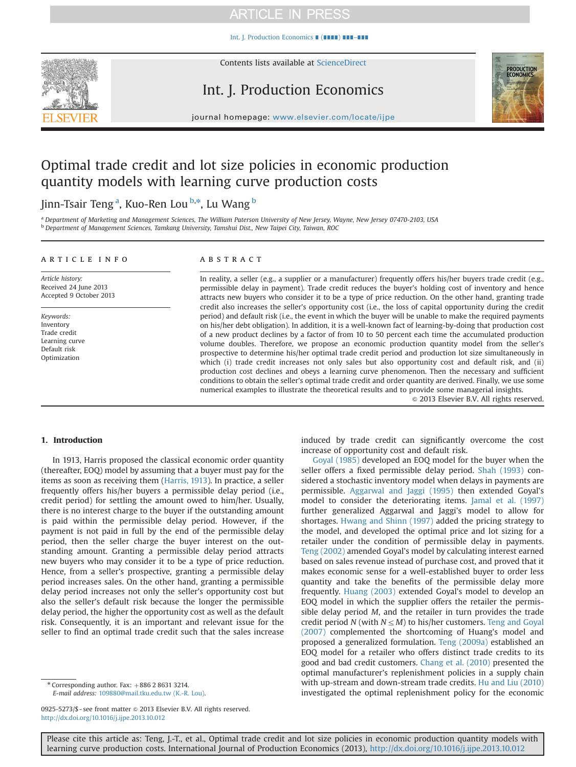# Optimal trade credit and lot size policies in economic production quantity models with learning curve production costs

Jinn-Tsair Teng [a], Kuo-Ren Lou [b,*], Lu Wang [b]

[a] Department of Marketing and Management Sciences, The William Paterson University of New Jersey, Wayne, New Jersey 07470-2103, USA
[b] Department of Management Sciences, Tamkang University, Tamshui Dist., New Taipei City, Taiwan, ROC

**ARTICLE INFO**

*Article history:*
Received 24 June 2013
Accepted 9 October 2013

*Keywords:*
Inventory
Trade credit
Learning curve
Default risk
Optimization

**ABSTRACT**

In reality, a seller (e.g., a supplier or a manufacturer) frequently offers his/her buyers trade credit (e.g., permissible delay in payment). Trade credit reduces the buyer's holding cost of inventory and hence attracts new buyers who consider it to be a type of price reduction. On the other hand, granting trade credit also increases the seller's opportunity cost (i.e., the loss of capital opportunity during the credit period) and default risk (i.e., the event in which the buyer will be unable to make the required payments on his/her debt obligation). In addition, it is a well-known fact of learning-by-doing that production cost of a new product declines by a factor of from 10 to 50 percent each time the accumulated production volume doubles. Therefore, we propose an economic production quantity model from the seller's prospective to determine his/her optimal trade credit period and production lot size simultaneously in which (i) trade credit increases not only sales but also opportunity cost and default risk, and (ii) production cost declines and obeys a learning curve phenomenon. Then the necessary and sufficient conditions to obtain the seller's optimal trade credit and order quantity are derived. Finally, we use some numerical examples to illustrate the theoretical results and to provide some managerial insights.

© 2013 Elsevier B.V. All rights reserved.

## 1. Introduction

In 1913, Harris proposed the classical economic order quantity (thereafter, EOQ) model by assuming that a buyer must pay for the items as soon as receiving them (Harris, 1913). In practice, a seller frequently offers his/her buyers a permissible delay period (i.e., credit period) for settling the amount owed to him/her. Usually, there is no interest charge to the buyer if the outstanding amount is paid within the permissible delay period. However, if the payment is not paid in full by the end of the permissible delay period, then the seller charge the buyer interest on the outstanding amount. Granting a permissible delay period attracts new buyers who may consider it to be a type of price reduction. Hence, from a seller's prospective, granting a permissible delay period increases sales. On the other hand, granting a permissible delay period increases not only the seller's opportunity cost but also the seller's default risk because the longer the permissible delay period, the higher the opportunity cost as well as the default risk. Consequently, it is an important and relevant issue for the seller to find an optimal trade credit such that the sales increase induced by trade credit can significantly overcome the cost increase of opportunity cost and default risk.

Goyal (1985) developed an EOQ model for the buyer when the seller offers a fixed permissible delay period. Shah (1993) considered a stochastic inventory model when delays in payments are permissible. Aggarwal and Jaggi (1995) then extended Goyal's model to consider the deteriorating items. Jamal et al. (1997) further generalized Aggarwal and Jaggi's model to allow for shortages. Hwang and Shinn (1997) added the pricing strategy to the model, and developed the optimal price and lot sizing for a retailer under the condition of permissible delay in payments. Teng (2002) amended Goyal's model by calculating interest earned based on sales revenue instead of purchase cost, and proved that it makes economic sense for a well-established buyer to order less quantity and take the benefits of the permissible delay more frequently. Huang (2003) extended Goyal's model to develop an EOQ model in which the supplier offers the retailer the permissible delay period $M$, and the retailer in turn provides the trade credit period $N$ (with $N \le M$) to his/her customers. Teng and Goyal (2007) complemented the shortcoming of Huang's model and proposed a generalized formulation. Teng (2009a) established an EOQ model for a retailer who offers distinct trade credits to its good and bad credit customers. Chang et al. (2010) presented the optimal manufacturer's replenishment policies in a supply chain with up-stream and down-stream trade credits. Hu and Liu (2010) investigated the optimal replenishment policy for the economic

* Corresponding author. Fax: +886 2 8631 3214.
*E-mail address:* 109880@mail.tku.edu.tw (K.-R. Lou).

0925-5273/$ - see front matter © 2013 Elsevier B.V. All rights reserved.
http://dx.doi.org/10.1016/j.ijpe.2013.10.012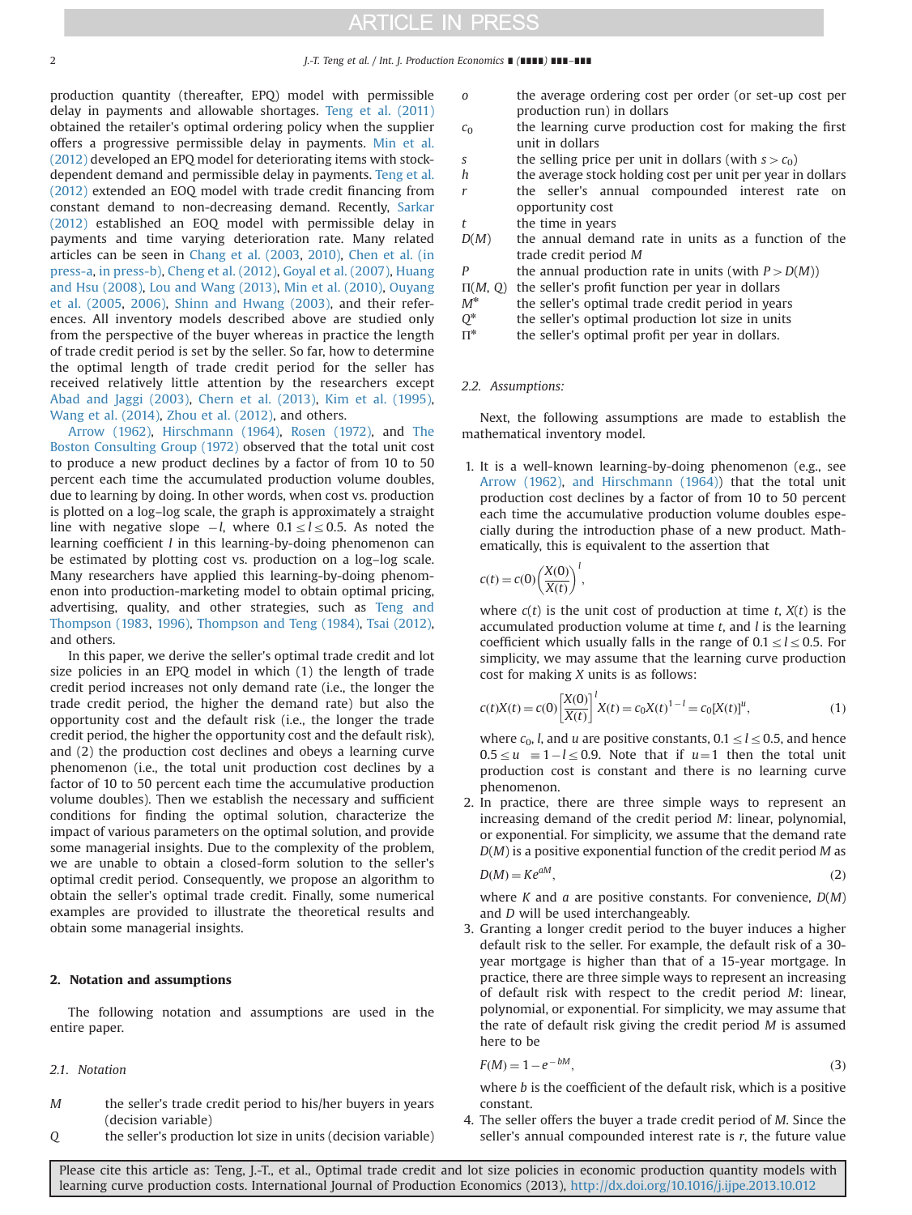production quantity (thereafter, EPQ) model with permissible delay in payments and allowable shortages. Teng et al. (2011) obtained the retailer's optimal ordering policy when the supplier offers a progressive permissible delay in payments. Min et al. (2012) developed an EPQ model for deteriorating items with stock-dependent demand and permissible delay in payments. Teng et al. (2012) extended an EOQ model with trade credit financing from constant demand to non-decreasing demand. Recently, Sarkar (2012) established an EOQ model with permissible delay in payments and time varying deterioration rate. Many related articles can be seen in Chang et al. (2003, 2010), Chen et al. (in press-a, in press-b), Cheng et al. (2012), Goyal et al. (2007), Huang and Hsu (2008), Lou and Wang (2013), Min et al. (2010), Ouyang et al. (2005, 2006), Shinn and Hwang (2003), and their references. All inventory models described above are studied only from the perspective of the buyer whereas in practice the length of trade credit period is set by the seller. So far, how to determine the optimal length of trade credit period for the seller has received relatively little attention by the researchers except Abad and Jaggi (2003), Chern et al. (2013), Kim et al. (1995), Wang et al. (2014), Zhou et al. (2012), and others.

Arrow (1962), Hirschmann (1964), Rosen (1972), and The Boston Consulting Group (1972) observed that the total unit cost to produce a new product declines by a factor of from 10 to 50 percent each time the accumulated production volume doubles, due to learning by doing. In other words, when cost vs. production is plotted on a log–log scale, the graph is approximately a straight line with negative slope $-l$, where $0.1 \le l \le 0.5$. As noted the learning coefficient $l$ in this learning-by-doing phenomenon can be estimated by plotting cost vs. production on a log–log scale. Many researchers have applied this learning-by-doing phenomenon into production-marketing model to obtain optimal pricing, advertising, quality, and other strategies, such as Teng and Thompson (1983, 1996), Thompson and Teng (1984), Tsai (2012), and others.

In this paper, we derive the seller's optimal trade credit and lot size policies in an EPQ model in which (1) the length of trade credit period increases not only demand rate (i.e., the longer the trade credit period, the higher the demand rate) but also the opportunity cost and the default risk (i.e., the longer the trade credit period, the higher the opportunity cost and the default risk), and (2) the production cost declines and obeys a learning curve phenomenon (i.e., the total unit production cost declines by a factor of 10 to 50 percent each time the accumulative production volume doubles). Then we establish the necessary and sufficient conditions for finding the optimal solution, characterize the impact of various parameters on the optimal solution, and provide some managerial insights. Due to the complexity of the problem, we are unable to obtain a closed-form solution to the seller's optimal credit period. Consequently, we propose an algorithm to obtain the seller's optimal trade credit. Finally, some numerical examples are provided to illustrate the theoretical results and obtain some managerial insights.

## 2. Notation and assumptions

The following notation and assumptions are used in the entire paper.

### 2.1. Notation

- $M$ — the seller's trade credit period to his/her buyers in years (decision variable)
- $Q$ — the seller's production lot size in units (decision variable)
- $o$ — the average ordering cost per order (or set-up cost per production run) in dollars
- $c_0$ — the learning curve production cost for making the first unit in dollars
- $s$ — the selling price per unit in dollars (with $s > c_0$)
- $h$ — the average stock holding cost per unit per year in dollars
- $r$ — the seller's annual compounded interest rate on opportunity cost
- $t$ — the time in years
- $D(M)$ — the annual demand rate in units as a function of the trade credit period $M$
- $P$ — the annual production rate in units (with $P > D(M)$)
- $\Pi(M, Q)$ — the seller's profit function per year in dollars
- $M^*$ — the seller's optimal trade credit period in years
- $Q^*$ — the seller's optimal production lot size in units
- $\Pi^*$ — the seller's optimal profit per year in dollars.

### 2.2. Assumptions:

Next, the following assumptions are made to establish the mathematical inventory model.

1. It is a well-known learning-by-doing phenomenon (e.g., see Arrow (1962), and Hirschmann (1964)) that the total unit production cost declines by a factor of from 10 to 50 percent each time the accumulative production volume doubles especially during the introduction phase of a new product. Mathematically, this is equivalent to the assertion that

   $$c(t) = c(0)\left(\frac{X(0)}{X(t)}\right)^{l},$$

   where $c(t)$ is the unit cost of production at time $t$, $X(t)$ is the accumulated production volume at time $t$, and $l$ is the learning coefficient which usually falls in the range of $0.1 \le l \le 0.5$. For simplicity, we may assume that the learning curve production cost for making $X$ units is as follows:

   $$c(t)X(t) = c(0)\left[\frac{X(0)}{X(t)}\right]^{l} X(t) = c_0 X(t)^{1-l} = c_0[X(t)]^{u}, \tag{1}$$

   where $c_0$, $l$, and $u$ are positive constants, $0.1 \le l \le 0.5$, and hence $0.5 \le u \equiv 1-l \le 0.9$. Note that if $u=1$ then the total unit production cost is constant and there is no learning curve phenomenon.

2. In practice, there are three simple ways to represent an increasing demand of the credit period $M$: linear, polynomial, or exponential. For simplicity, we assume that the demand rate $D(M)$ is a positive exponential function of the credit period $M$ as

   $$D(M) = Ke^{aM}, \tag{2}$$

   where $K$ and $a$ are positive constants. For convenience, $D(M)$ and $D$ will be used interchangeably.

3. Granting a longer credit period to the buyer induces a higher default risk to the seller. For example, the default risk of a 30-year mortgage is higher than that of a 15-year mortgage. In practice, there are three simple ways to represent an increasing of default risk with respect to the credit period $M$: linear, polynomial, or exponential. For simplicity, we may assume that the rate of default risk giving the credit period $M$ is assumed here to be

   $$F(M) = 1 - e^{-bM}, \tag{3}$$

   where $b$ is the coefficient of the default risk, which is a positive constant.

4. The seller offers the buyer a trade credit period of $M$. Since the seller's annual compounded interest rate is $r$, the future value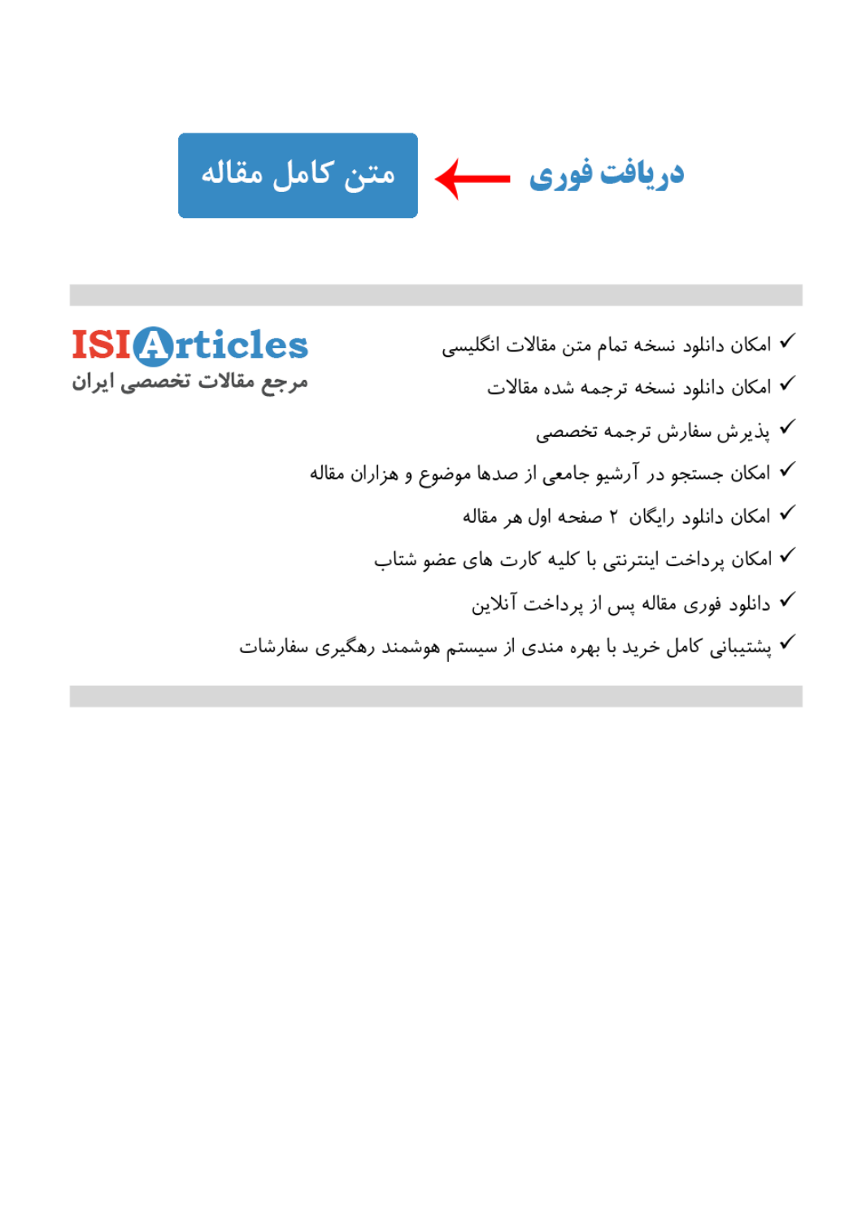**متن کامل مقاله** ← **دریافت فوری**

**ISIArticles**
مرجع مقالات تخصصی ایران

- ✓ امکان دانلود نسخه تمام متن مقالات انگلیسی
- ✓ امکان دانلود نسخه ترجمه شده مقالات
- ✓ پذیرش سفارش ترجمه تخصصی
- ✓ امکان جستجو در آرشیو جامعی از صدها موضوع و هزاران مقاله
- ✓ امکان دانلود رایگان ۲ صفحه اول هر مقاله
- ✓ امکان پرداخت اینترنتی با کلیه کارت های عضو شتاب
- ✓ دانلود فوری مقاله پس از پرداخت آنلاین
- ✓ پشتیبانی کامل خرید با بهره مندی از سیستم هوشمند رهگیری سفارشات